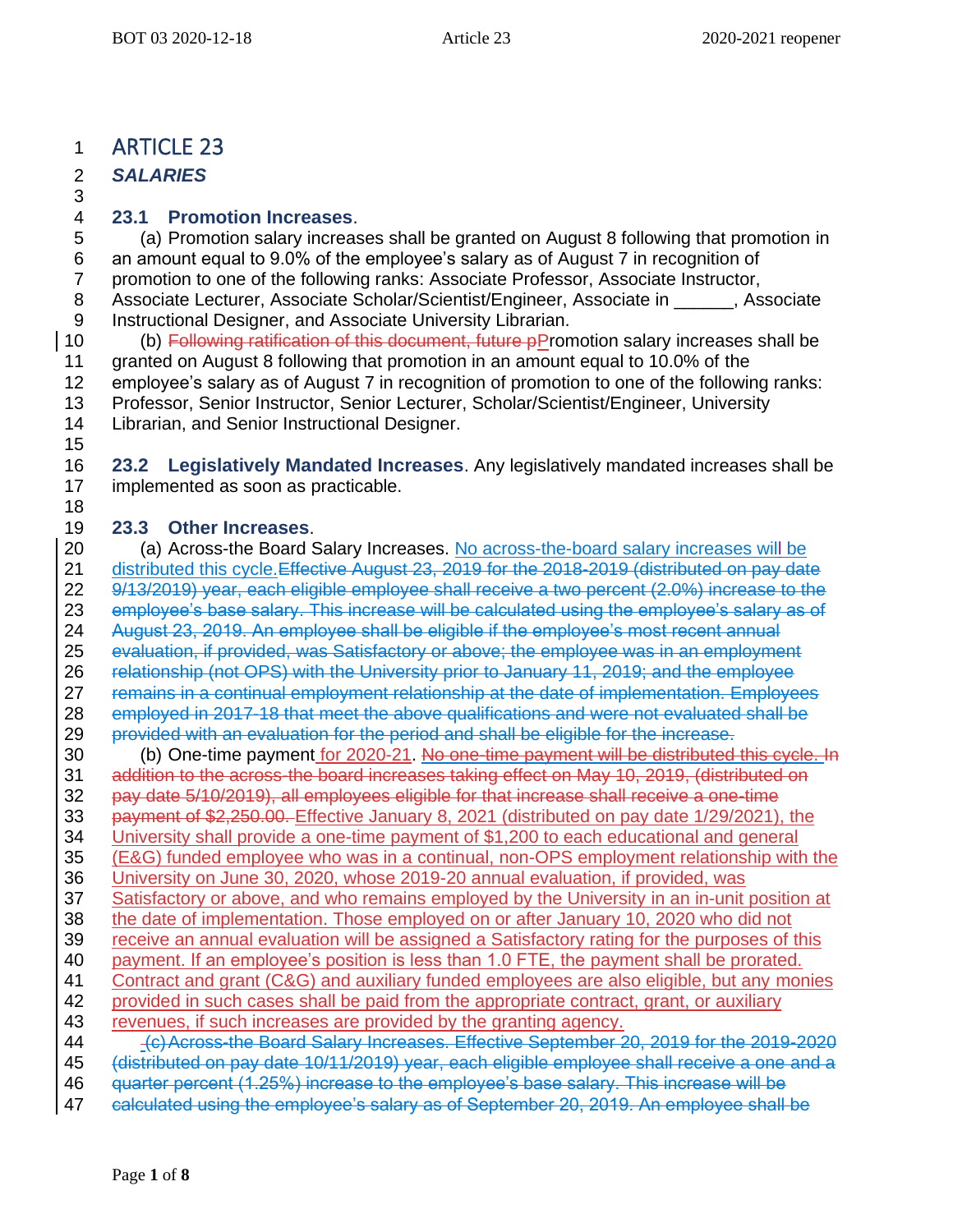# ARTICLE 23

## *SALARIES*

### 23.1 Promotion Increases.

(a) Promotion salary increases shall be granted on August 8 following that promotion in an amount equal to 9.0% of the employee's salary as of August 7 in recognition of promotion to one of the following ranks: Associate Professor, Associate Instructor, Associate Lecturer, Associate Scholar/Scientist/Engineer, Associate in ______, Associate Instructional Designer, and Associate University Librarian.

(b) ~~Following ratification of this document, future p~~Promotion salary increases shall be granted on August 8 following that promotion in an amount equal to 10.0% of the employee's salary as of August 7 in recognition of promotion to one of the following ranks: Professor, Senior Instructor, Senior Lecturer, Scholar/Scientist/Engineer, University Librarian, and Senior Instructional Designer.

### 23.2 Legislatively Mandated Increases.

Any legislatively mandated increases shall be implemented as soon as practicable.

### 23.3 Other Increases.

(a) Across-the Board Salary Increases. No across-the-board salary increases will be distributed this cycle.~~Effective August 23, 2019 for the 2018-2019 (distributed on pay date 9/13/2019) year, each eligible employee shall receive a two percent (2.0%) increase to the employee's base salary. This increase will be calculated using the employee's salary as of August 23, 2019. An employee shall be eligible if the employee's most recent annual evaluation, if provided, was Satisfactory or above; the employee was in an employment relationship (not OPS) with the University prior to January 11, 2019; and the employee remains in a continual employment relationship at the date of implementation. Employees employed in 2017-18 that meet the above qualifications and were not evaluated shall be provided with an evaluation for the period and shall be eligible for the increase.~~

(b) One-time payment for 2020-21. ~~No one-time payment will be distributed this cycle. In addition to the across-the board increases taking effect on May 10, 2019, (distributed on pay date 5/10/2019), all employees eligible for that increase shall receive a one-time payment of $2,250.00.~~ Effective January 8, 2021 (distributed on pay date 1/29/2021), the University shall provide a one-time payment of $1,200 to each educational and general (E&G) funded employee who was in a continual, non-OPS employment relationship with the University on June 30, 2020, whose 2019-20 annual evaluation, if provided, was Satisfactory or above, and who remains employed by the University in an in-unit position at the date of implementation. Those employed on or after January 10, 2020 who did not receive an annual evaluation will be assigned a Satisfactory rating for the purposes of this payment. If an employee's position is less than 1.0 FTE, the payment shall be prorated. Contract and grant (C&G) and auxiliary funded employees are also eligible, but any monies provided in such cases shall be paid from the appropriate contract, grant, or auxiliary revenues, if such increases are provided by the granting agency.

~~(c) Across-the Board Salary Increases. Effective September 20, 2019 for the 2019-2020 (distributed on pay date 10/11/2019) year, each eligible employee shall receive a one and a quarter percent (1.25%) increase to the employee's base salary. This increase will be calculated using the employee's salary as of September 20, 2019. An employee shall be~~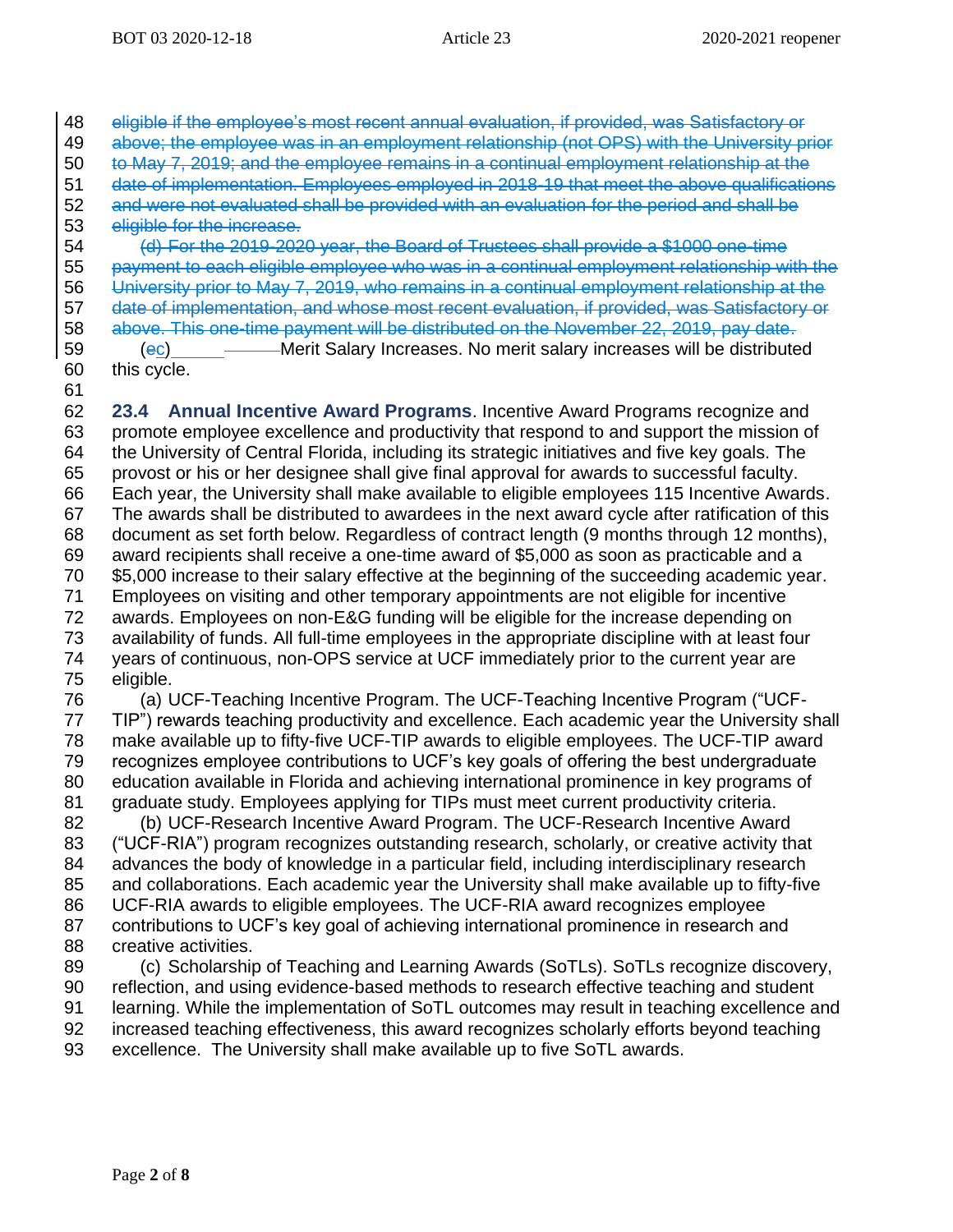~~eligible if the employee's most recent annual evaluation, if provided, was Satisfactory or above; the employee was in an employment relationship (not OPS) with the University prior to May 7, 2019; and the employee remains in a continual employment relationship at the date of implementation. Employees employed in 2018-19 that meet the above qualifications and were not evaluated shall be provided with an evaluation for the period and shall be eligible for the increase.~~

~~(d) For the 2019-2020 year, the Board of Trustees shall provide a $1000 one-time payment to each eligible employee who was in a continual employment relationship with the University prior to May 7, 2019, who remains in a continual employment relationship at the date of implementation, and whose most recent evaluation, if provided, was Satisfactory or above. This one-time payment will be distributed on the November 22, 2019, pay date.~~

(~~e~~c) Merit Salary Increases. No merit salary increases will be distributed this cycle.

**23.4 Annual Incentive Award Programs**. Incentive Award Programs recognize and promote employee excellence and productivity that respond to and support the mission of the University of Central Florida, including its strategic initiatives and five key goals. The provost or his or her designee shall give final approval for awards to successful faculty. Each year, the University shall make available to eligible employees 115 Incentive Awards. The awards shall be distributed to awardees in the next award cycle after ratification of this document as set forth below. Regardless of contract length (9 months through 12 months), award recipients shall receive a one-time award of $5,000 as soon as practicable and a $5,000 increase to their salary effective at the beginning of the succeeding academic year. Employees on visiting and other temporary appointments are not eligible for incentive awards. Employees on non-E&G funding will be eligible for the increase depending on availability of funds. All full-time employees in the appropriate discipline with at least four years of continuous, non-OPS service at UCF immediately prior to the current year are eligible.

(a) UCF-Teaching Incentive Program. The UCF-Teaching Incentive Program ("UCF-TIP") rewards teaching productivity and excellence. Each academic year the University shall make available up to fifty-five UCF-TIP awards to eligible employees. The UCF-TIP award recognizes employee contributions to UCF's key goals of offering the best undergraduate education available in Florida and achieving international prominence in key programs of graduate study. Employees applying for TIPs must meet current productivity criteria.

(b) UCF-Research Incentive Award Program. The UCF-Research Incentive Award ("UCF-RIA") program recognizes outstanding research, scholarly, or creative activity that advances the body of knowledge in a particular field, including interdisciplinary research and collaborations. Each academic year the University shall make available up to fifty-five UCF-RIA awards to eligible employees. The UCF-RIA award recognizes employee contributions to UCF's key goal of achieving international prominence in research and creative activities.

(c) Scholarship of Teaching and Learning Awards (SoTLs). SoTLs recognize discovery, reflection, and using evidence-based methods to research effective teaching and student learning. While the implementation of SoTL outcomes may result in teaching excellence and increased teaching effectiveness, this award recognizes scholarly efforts beyond teaching excellence. The University shall make available up to five SoTL awards.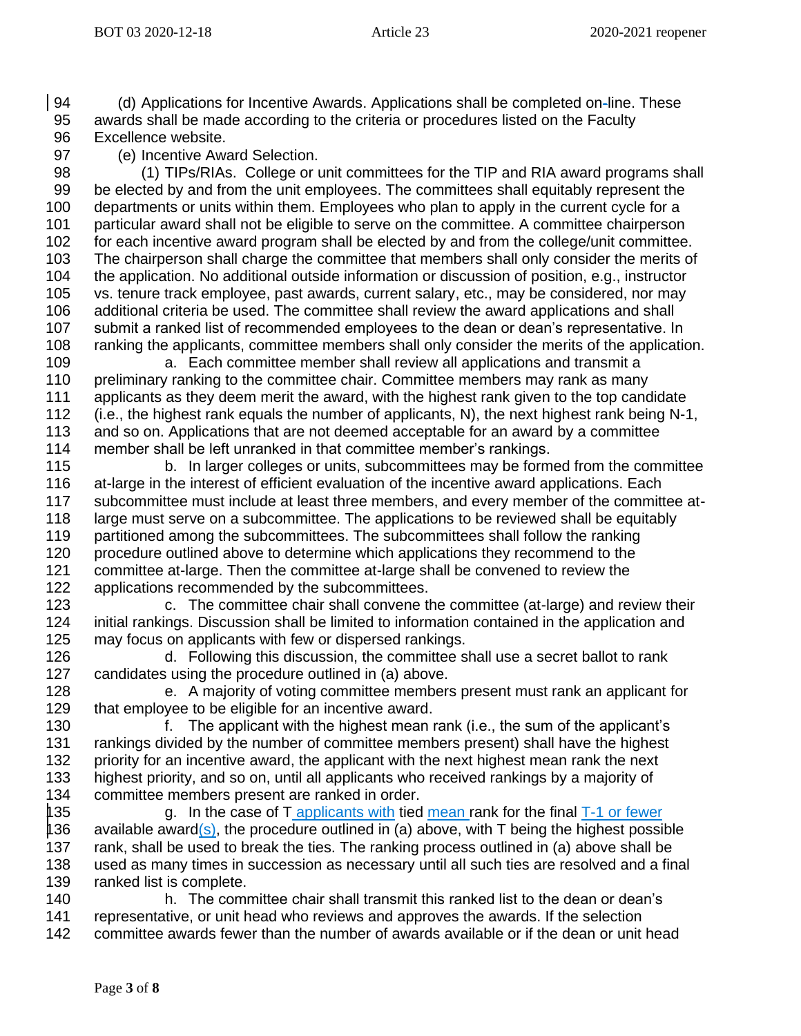(d) Applications for Incentive Awards. Applications shall be completed on-line. These awards shall be made according to the criteria or procedures listed on the Faculty Excellence website.

(e) Incentive Award Selection.

(1) TIPs/RIAs. College or unit committees for the TIP and RIA award programs shall be elected by and from the unit employees. The committees shall equitably represent the departments or units within them. Employees who plan to apply in the current cycle for a particular award shall not be eligible to serve on the committee. A committee chairperson for each incentive award program shall be elected by and from the college/unit committee. The chairperson shall charge the committee that members shall only consider the merits of the application. No additional outside information or discussion of position, e.g., instructor vs. tenure track employee, past awards, current salary, etc., may be considered, nor may additional criteria be used. The committee shall review the award applications and shall submit a ranked list of recommended employees to the dean or dean's representative. In ranking the applicants, committee members shall only consider the merits of the application.

a. Each committee member shall review all applications and transmit a preliminary ranking to the committee chair. Committee members may rank as many applicants as they deem merit the award, with the highest rank given to the top candidate (i.e., the highest rank equals the number of applicants, N), the next highest rank being N-1, and so on. Applications that are not deemed acceptable for an award by a committee member shall be left unranked in that committee member's rankings.

b. In larger colleges or units, subcommittees may be formed from the committee at-large in the interest of efficient evaluation of the incentive award applications. Each subcommittee must include at least three members, and every member of the committee at-large must serve on a subcommittee. The applications to be reviewed shall be equitably partitioned among the subcommittees. The subcommittees shall follow the ranking procedure outlined above to determine which applications they recommend to the committee at-large. Then the committee at-large shall be convened to review the applications recommended by the subcommittees.

c. The committee chair shall convene the committee (at-large) and review their initial rankings. Discussion shall be limited to information contained in the application and may focus on applicants with few or dispersed rankings.

d. Following this discussion, the committee shall use a secret ballot to rank candidates using the procedure outlined in (a) above.

e. A majority of voting committee members present must rank an applicant for that employee to be eligible for an incentive award.

f. The applicant with the highest mean rank (i.e., the sum of the applicant's rankings divided by the number of committee members present) shall have the highest priority for an incentive award, the applicant with the next highest mean rank the next highest priority, and so on, until all applicants who received rankings by a majority of committee members present are ranked in order.

g. In the case of T applicants with tied mean rank for the final T-1 or fewer available award(s), the procedure outlined in (a) above, with T being the highest possible rank, shall be used to break the ties. The ranking process outlined in (a) above shall be used as many times in succession as necessary until all such ties are resolved and a final ranked list is complete.

h. The committee chair shall transmit this ranked list to the dean or dean's representative, or unit head who reviews and approves the awards. If the selection committee awards fewer than the number of awards available or if the dean or unit head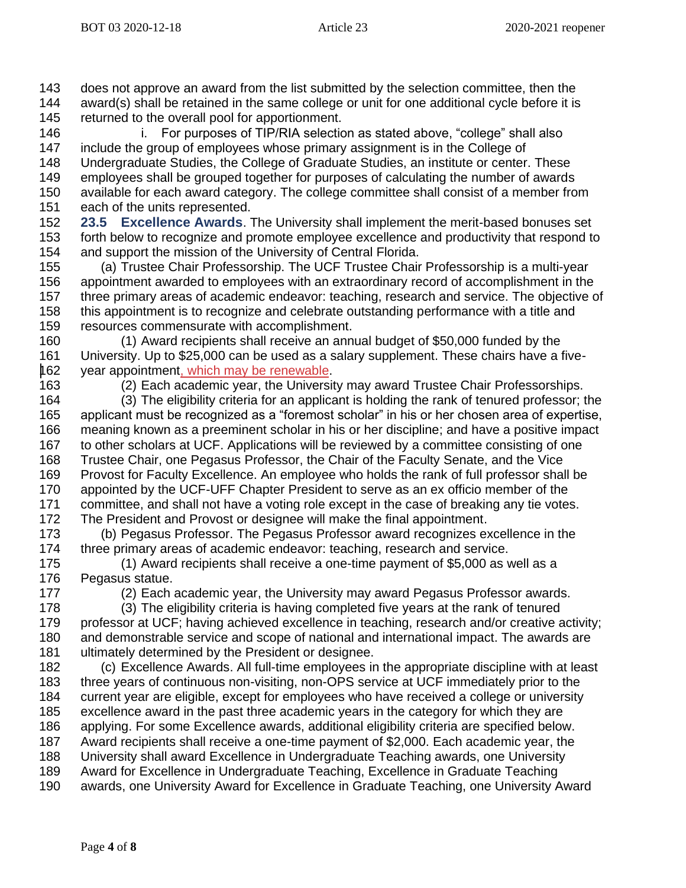does not approve an award from the list submitted by the selection committee, then the award(s) shall be retained in the same college or unit for one additional cycle before it is returned to the overall pool for apportionment.

i. For purposes of TIP/RIA selection as stated above, "college" shall also include the group of employees whose primary assignment is in the College of Undergraduate Studies, the College of Graduate Studies, an institute or center. These employees shall be grouped together for purposes of calculating the number of awards available for each award category. The college committee shall consist of a member from each of the units represented.

**23.5 Excellence Awards**. The University shall implement the merit-based bonuses set forth below to recognize and promote employee excellence and productivity that respond to and support the mission of the University of Central Florida.

(a) Trustee Chair Professorship. The UCF Trustee Chair Professorship is a multi-year appointment awarded to employees with an extraordinary record of accomplishment in the three primary areas of academic endeavor: teaching, research and service. The objective of this appointment is to recognize and celebrate outstanding performance with a title and resources commensurate with accomplishment.

(1) Award recipients shall receive an annual budget of $50,000 funded by the University. Up to $25,000 can be used as a salary supplement. These chairs have a five-year appointment, which may be renewable.

(2) Each academic year, the University may award Trustee Chair Professorships.

(3) The eligibility criteria for an applicant is holding the rank of tenured professor; the applicant must be recognized as a "foremost scholar" in his or her chosen area of expertise, meaning known as a preeminent scholar in his or her discipline; and have a positive impact to other scholars at UCF. Applications will be reviewed by a committee consisting of one Trustee Chair, one Pegasus Professor, the Chair of the Faculty Senate, and the Vice Provost for Faculty Excellence. An employee who holds the rank of full professor shall be appointed by the UCF-UFF Chapter President to serve as an ex officio member of the committee, and shall not have a voting role except in the case of breaking any tie votes. The President and Provost or designee will make the final appointment.

(b) Pegasus Professor. The Pegasus Professor award recognizes excellence in the three primary areas of academic endeavor: teaching, research and service.

(1) Award recipients shall receive a one-time payment of $5,000 as well as a Pegasus statue.

(2) Each academic year, the University may award Pegasus Professor awards.

(3) The eligibility criteria is having completed five years at the rank of tenured professor at UCF; having achieved excellence in teaching, research and/or creative activity; and demonstrable service and scope of national and international impact. The awards are ultimately determined by the President or designee.

(c) Excellence Awards. All full-time employees in the appropriate discipline with at least three years of continuous non-visiting, non-OPS service at UCF immediately prior to the current year are eligible, except for employees who have received a college or university excellence award in the past three academic years in the category for which they are applying. For some Excellence awards, additional eligibility criteria are specified below. Award recipients shall receive a one-time payment of $2,000. Each academic year, the University shall award Excellence in Undergraduate Teaching awards, one University Award for Excellence in Undergraduate Teaching, Excellence in Graduate Teaching awards, one University Award for Excellence in Graduate Teaching, one University Award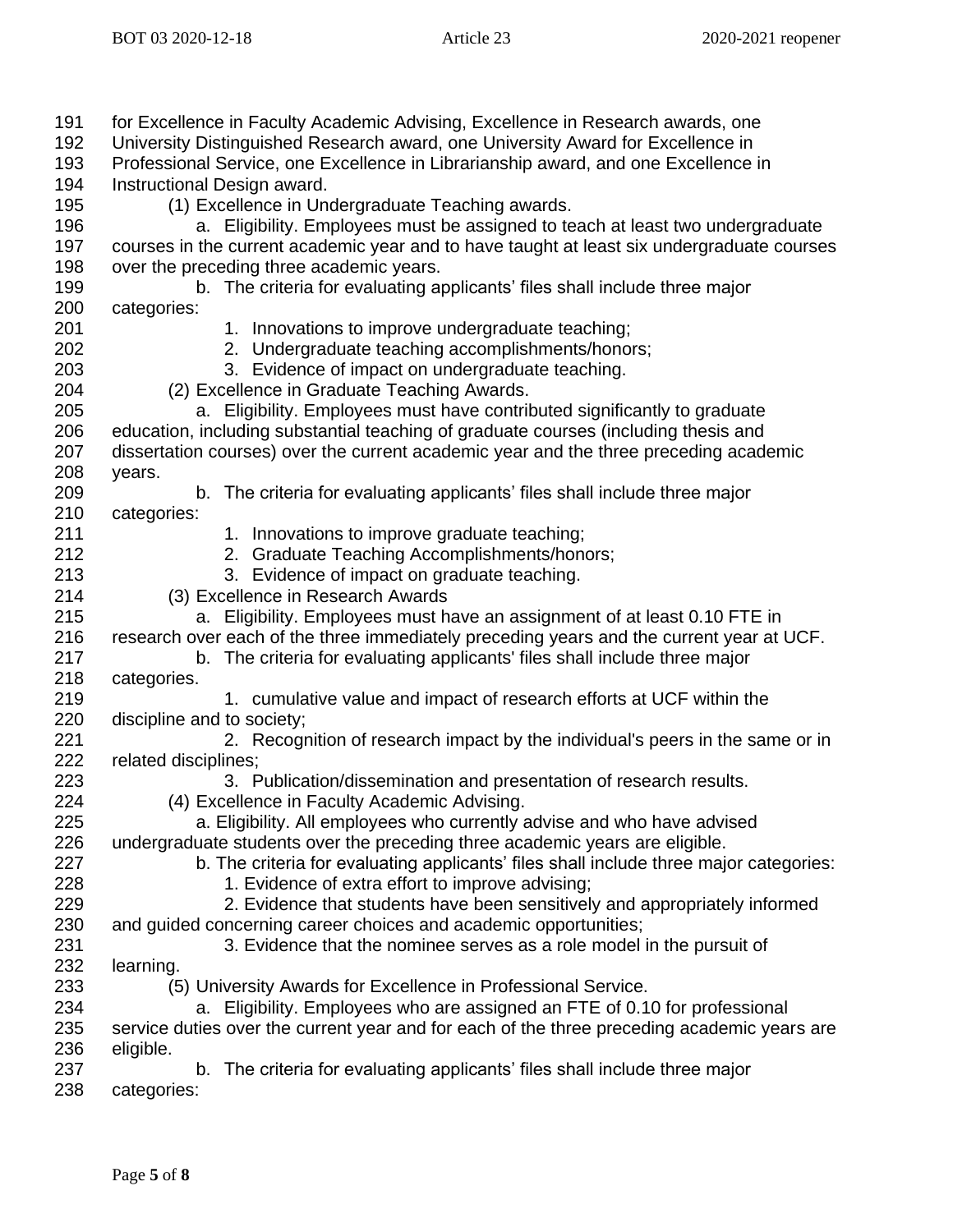for Excellence in Faculty Academic Advising, Excellence in Research awards, one University Distinguished Research award, one University Award for Excellence in Professional Service, one Excellence in Librarianship award, and one Excellence in Instructional Design award.

(1) Excellence in Undergraduate Teaching awards.

a. Eligibility. Employees must be assigned to teach at least two undergraduate courses in the current academic year and to have taught at least six undergraduate courses over the preceding three academic years.

b. The criteria for evaluating applicants' files shall include three major categories:

1. Innovations to improve undergraduate teaching;
2. Undergraduate teaching accomplishments/honors;
3. Evidence of impact on undergraduate teaching.

(2) Excellence in Graduate Teaching Awards.

a. Eligibility. Employees must have contributed significantly to graduate education, including substantial teaching of graduate courses (including thesis and dissertation courses) over the current academic year and the three preceding academic years.

b. The criteria for evaluating applicants' files shall include three major categories:

1. Innovations to improve graduate teaching;
2. Graduate Teaching Accomplishments/honors;
3. Evidence of impact on graduate teaching.

(3) Excellence in Research Awards

a. Eligibility. Employees must have an assignment of at least 0.10 FTE in research over each of the three immediately preceding years and the current year at UCF.

b. The criteria for evaluating applicants' files shall include three major categories.

1. cumulative value and impact of research efforts at UCF within the discipline and to society;
2. Recognition of research impact by the individual's peers in the same or in related disciplines;
3. Publication/dissemination and presentation of research results.

(4) Excellence in Faculty Academic Advising.

a. Eligibility. All employees who currently advise and who have advised undergraduate students over the preceding three academic years are eligible.

b. The criteria for evaluating applicants' files shall include three major categories:

1. Evidence of extra effort to improve advising;
2. Evidence that students have been sensitively and appropriately informed and guided concerning career choices and academic opportunities;
3. Evidence that the nominee serves as a role model in the pursuit of learning.

(5) University Awards for Excellence in Professional Service.

a. Eligibility. Employees who are assigned an FTE of 0.10 for professional service duties over the current year and for each of the three preceding academic years are eligible.

b. The criteria for evaluating applicants' files shall include three major categories: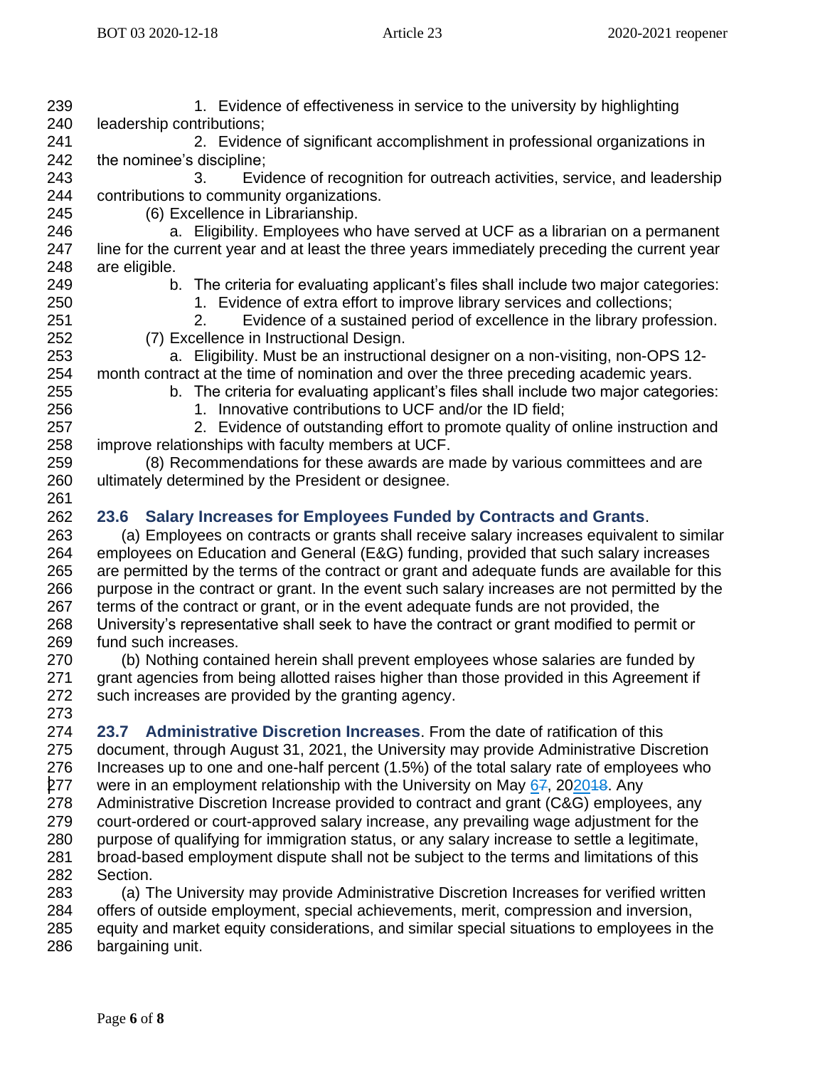1. Evidence of effectiveness in service to the university by highlighting leadership contributions;
2. Evidence of significant accomplishment in professional organizations in the nominee's discipline;
3. Evidence of recognition for outreach activities, service, and leadership contributions to community organizations.

(6) Excellence in Librarianship.

a. Eligibility. Employees who have served at UCF as a librarian on a permanent line for the current year and at least the three years immediately preceding the current year are eligible.

b. The criteria for evaluating applicant's files shall include two major categories:

1. Evidence of extra effort to improve library services and collections;
2. Evidence of a sustained period of excellence in the library profession.

(7) Excellence in Instructional Design.

a. Eligibility. Must be an instructional designer on a non-visiting, non-OPS 12-month contract at the time of nomination and over the three preceding academic years.

b. The criteria for evaluating applicant's files shall include two major categories:

1. Innovative contributions to UCF and/or the ID field;
2. Evidence of outstanding effort to promote quality of online instruction and improve relationships with faculty members at UCF.

(8) Recommendations for these awards are made by various committees and are ultimately determined by the President or designee.

## 23.6 Salary Increases for Employees Funded by Contracts and Grants.

(a) Employees on contracts or grants shall receive salary increases equivalent to similar employees on Education and General (E&G) funding, provided that such salary increases are permitted by the terms of the contract or grant and adequate funds are available for this purpose in the contract or grant. In the event such salary increases are not permitted by the terms of the contract or grant, or in the event adequate funds are not provided, the University's representative shall seek to have the contract or grant modified to permit or fund such increases.

(b) Nothing contained herein shall prevent employees whose salaries are funded by grant agencies from being allotted raises higher than those provided in this Agreement if such increases are provided by the granting agency.

## 23.7 Administrative Discretion Increases.

From the date of ratification of this document, through August 31, 2021, the University may provide Administrative Discretion Increases up to one and one-half percent (1.5%) of the total salary rate of employees who were in an employment relationship with the University on May 6~~7~~, 2020~~18~~. Any Administrative Discretion Increase provided to contract and grant (C&G) employees, any court-ordered or court-approved salary increase, any prevailing wage adjustment for the purpose of qualifying for immigration status, or any salary increase to settle a legitimate, broad-based employment dispute shall not be subject to the terms and limitations of this Section.

(a) The University may provide Administrative Discretion Increases for verified written offers of outside employment, special achievements, merit, compression and inversion, equity and market equity considerations, and similar special situations to employees in the bargaining unit.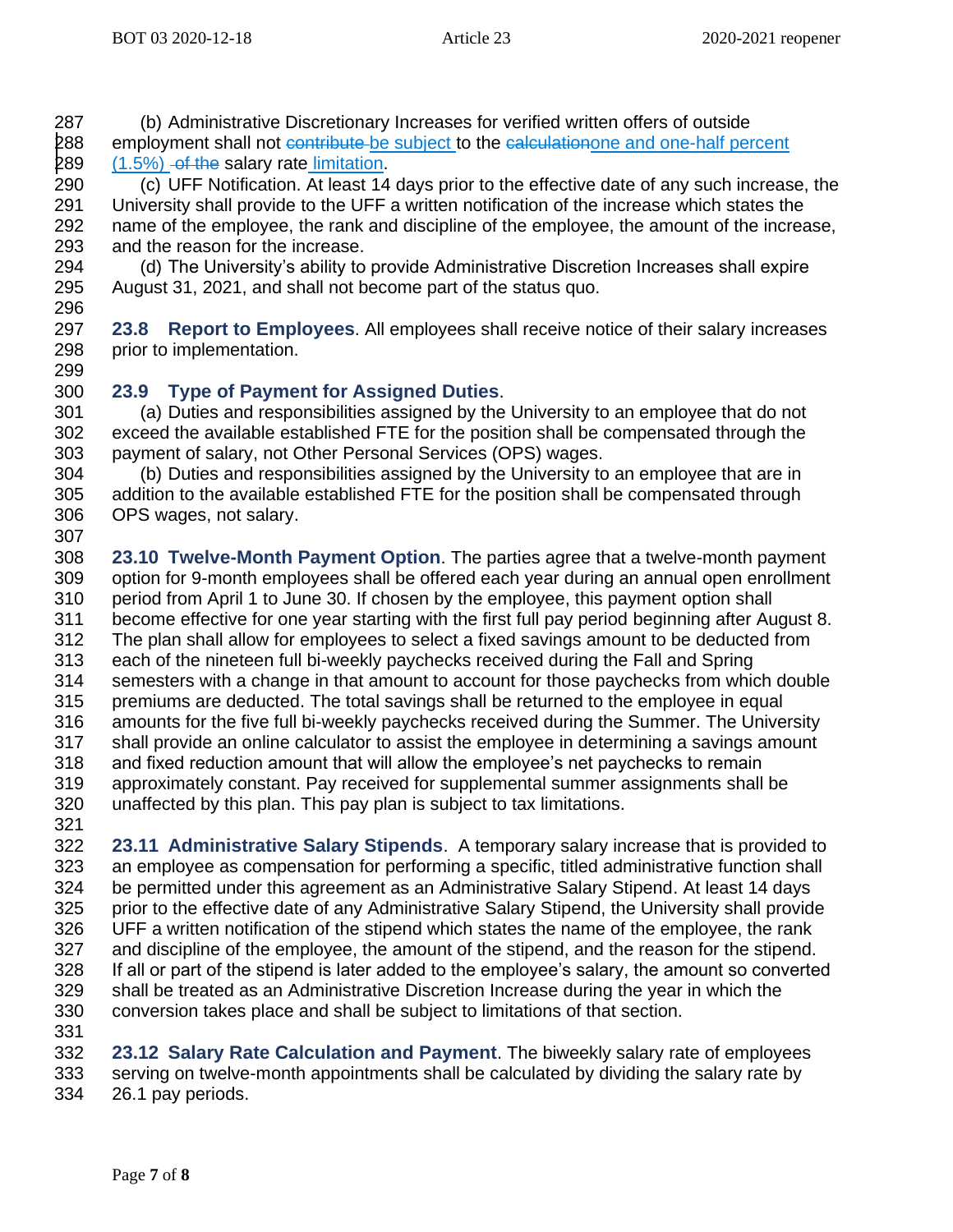(b) Administrative Discretionary Increases for verified written offers of outside employment shall not ~~contribute~~ be subject to the ~~calculation~~one and one-half percent (1.5%) ~~of the~~ salary rate limitation.

(c) UFF Notification. At least 14 days prior to the effective date of any such increase, the University shall provide to the UFF a written notification of the increase which states the name of the employee, the rank and discipline of the employee, the amount of the increase, and the reason for the increase.

(d) The University's ability to provide Administrative Discretion Increases shall expire August 31, 2021, and shall not become part of the status quo.

**23.8 Report to Employees**. All employees shall receive notice of their salary increases prior to implementation.

**23.9 Type of Payment for Assigned Duties**.

(a) Duties and responsibilities assigned by the University to an employee that do not exceed the available established FTE for the position shall be compensated through the payment of salary, not Other Personal Services (OPS) wages.

(b) Duties and responsibilities assigned by the University to an employee that are in addition to the available established FTE for the position shall be compensated through OPS wages, not salary.

**23.10 Twelve-Month Payment Option**. The parties agree that a twelve-month payment option for 9-month employees shall be offered each year during an annual open enrollment period from April 1 to June 30. If chosen by the employee, this payment option shall become effective for one year starting with the first full pay period beginning after August 8. The plan shall allow for employees to select a fixed savings amount to be deducted from each of the nineteen full bi-weekly paychecks received during the Fall and Spring semesters with a change in that amount to account for those paychecks from which double premiums are deducted. The total savings shall be returned to the employee in equal amounts for the five full bi-weekly paychecks received during the Summer. The University shall provide an online calculator to assist the employee in determining a savings amount and fixed reduction amount that will allow the employee's net paychecks to remain approximately constant. Pay received for supplemental summer assignments shall be unaffected by this plan. This pay plan is subject to tax limitations.

**23.11 Administrative Salary Stipends**. A temporary salary increase that is provided to an employee as compensation for performing a specific, titled administrative function shall be permitted under this agreement as an Administrative Salary Stipend. At least 14 days prior to the effective date of any Administrative Salary Stipend, the University shall provide UFF a written notification of the stipend which states the name of the employee, the rank and discipline of the employee, the amount of the stipend, and the reason for the stipend. If all or part of the stipend is later added to the employee's salary, the amount so converted shall be treated as an Administrative Discretion Increase during the year in which the conversion takes place and shall be subject to limitations of that section.

**23.12 Salary Rate Calculation and Payment**. The biweekly salary rate of employees serving on twelve-month appointments shall be calculated by dividing the salary rate by 26.1 pay periods.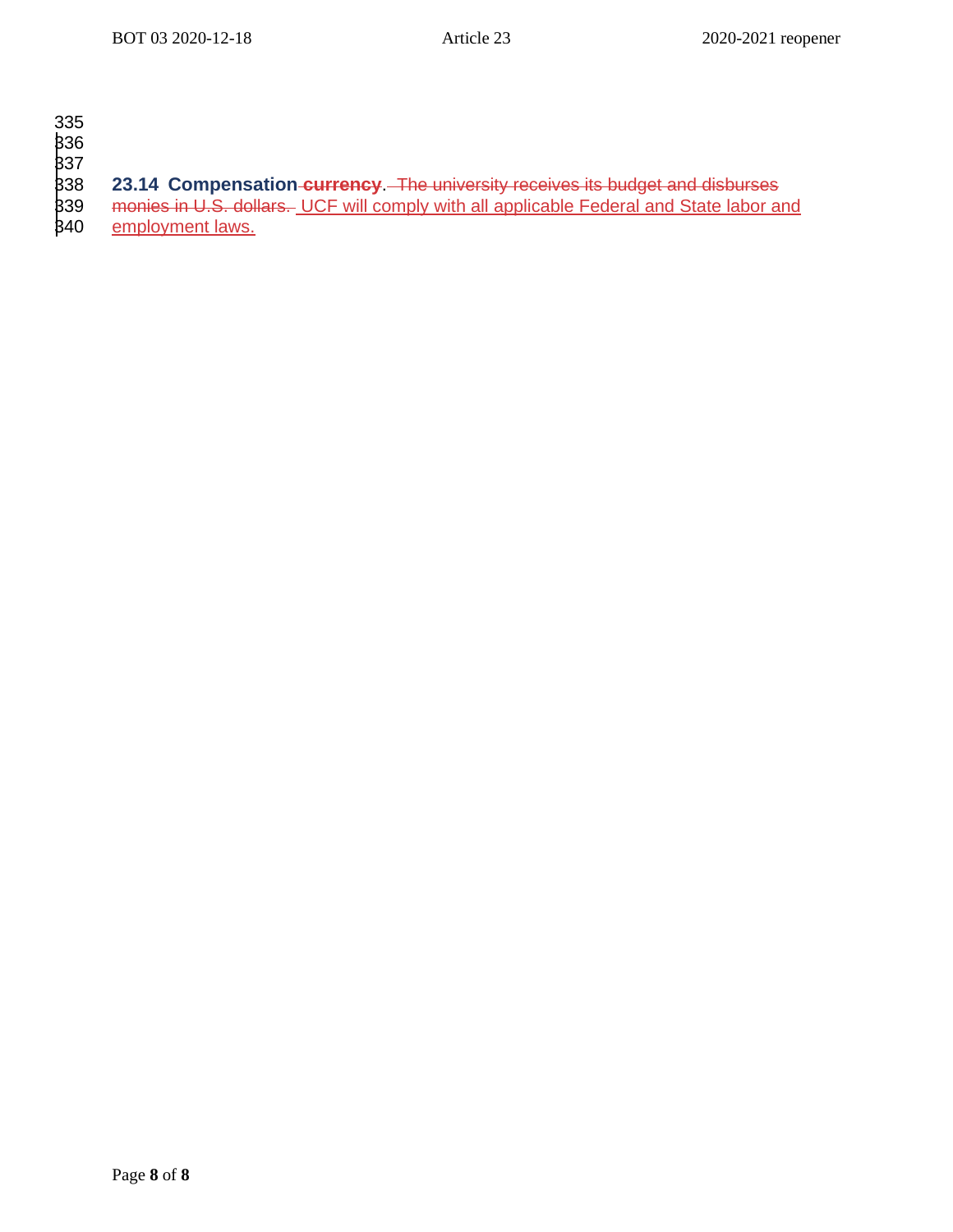**23.14 Compensation ~~currency~~**. ~~The university receives its budget and disburses monies in U.S. dollars.~~ UCF will comply with all applicable Federal and State labor and employment laws.